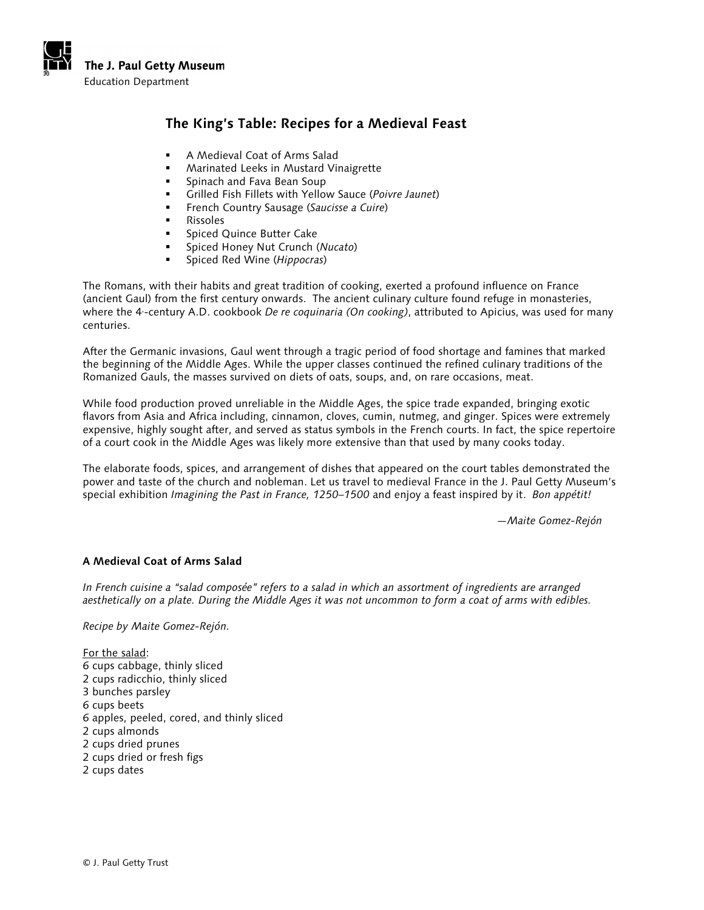The J. Paul Getty Museum
Education Department

# The King's Table: Recipes for a Medieval Feast

- A Medieval Coat of Arms Salad
- Marinated Leeks in Mustard Vinaigrette
- Spinach and Fava Bean Soup
- Grilled Fish Fillets with Yellow Sauce (*Poivre Jaunet*)
- French Country Sausage (*Saucisse a Cuire*)
- Rissoles
- Spiced Quince Butter Cake
- Spiced Honey Nut Crunch (*Nucato*)
- Spiced Red Wine (*Hippocras*)

The Romans, with their habits and great tradition of cooking, exerted a profound influence on France (ancient Gaul) from the first century onwards. The ancient culinary culture found refuge in monasteries, where the 4th-century A.D. cookbook *De re coquinaria (On cooking)*, attributed to Apicius, was used for many centuries.

After the Germanic invasions, Gaul went through a tragic period of food shortage and famines that marked the beginning of the Middle Ages. While the upper classes continued the refined culinary traditions of the Romanized Gauls, the masses survived on diets of oats, soups, and, on rare occasions, meat.

While food production proved unreliable in the Middle Ages, the spice trade expanded, bringing exotic flavors from Asia and Africa including, cinnamon, cloves, cumin, nutmeg, and ginger. Spices were extremely expensive, highly sought after, and served as status symbols in the French courts. In fact, the spice repertoire of a court cook in the Middle Ages was likely more extensive than that used by many cooks today.

The elaborate foods, spices, and arrangement of dishes that appeared on the court tables demonstrated the power and taste of the church and nobleman. Let us travel to medieval France in the J. Paul Getty Museum's special exhibition *Imagining the Past in France, 1250–1500* and enjoy a feast inspired by it. *Bon appétit!*

*—Maite Gomez-Rejón*

**A Medieval Coat of Arms Salad**

*In French cuisine a "salad composée" refers to a salad in which an assortment of ingredients are arranged aesthetically on a plate. During the Middle Ages it was not uncommon to form a coat of arms with edibles.*

*Recipe by Maite Gomez-Rejón.*

For the salad:
6 cups cabbage, thinly sliced
2 cups radicchio, thinly sliced
3 bunches parsley
6 cups beets
6 apples, peeled, cored, and thinly sliced
2 cups almonds
2 cups dried prunes
2 cups dried or fresh figs
2 cups dates

© J. Paul Getty Trust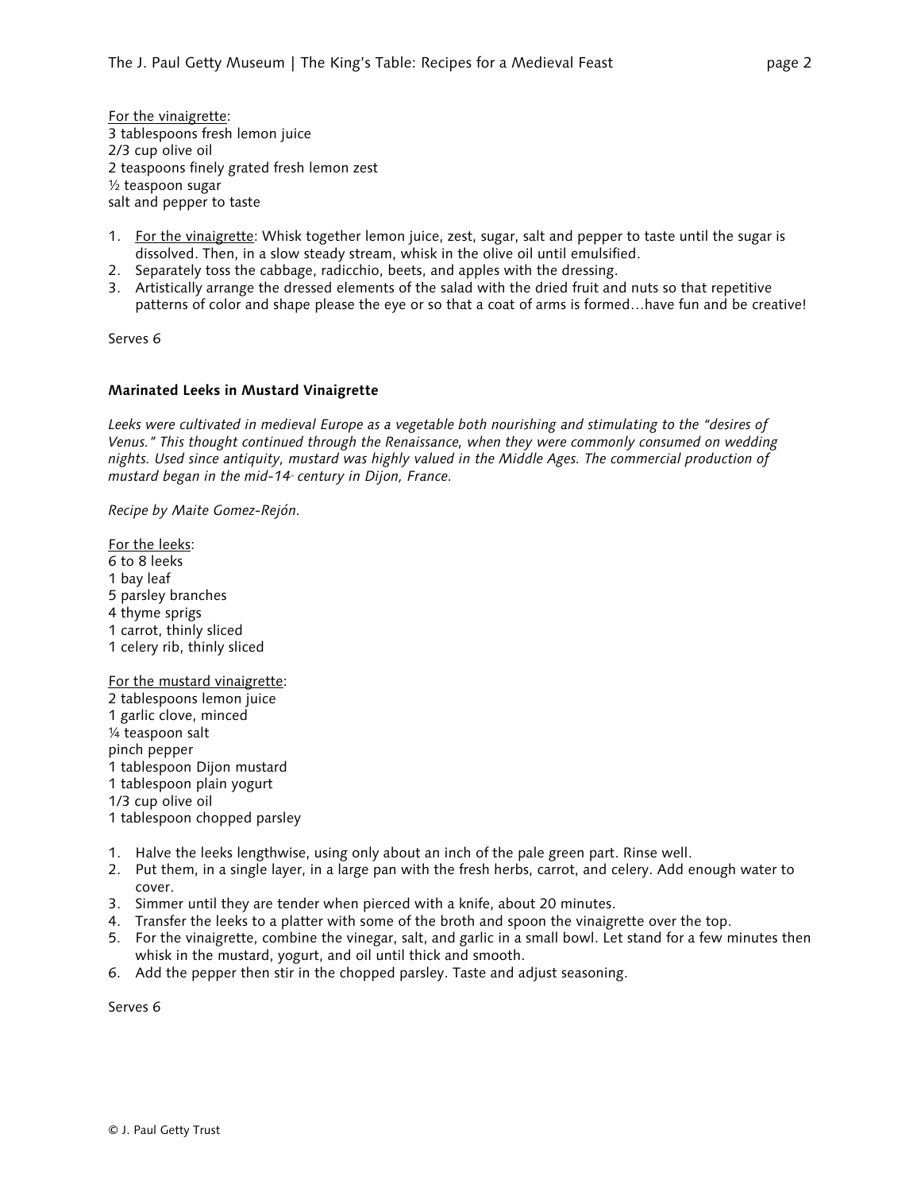For the vinaigrette:
3 tablespoons fresh lemon juice
2/3 cup olive oil
2 teaspoons finely grated fresh lemon zest
½ teaspoon sugar
salt and pepper to taste

1. For the vinaigrette: Whisk together lemon juice, zest, sugar, salt and pepper to taste until the sugar is dissolved. Then, in a slow steady stream, whisk in the olive oil until emulsified.
2. Separately toss the cabbage, radicchio, beets, and apples with the dressing.
3. Artistically arrange the dressed elements of the salad with the dried fruit and nuts so that repetitive patterns of color and shape please the eye or so that a coat of arms is formed…have fun and be creative!

Serves 6

### Marinated Leeks in Mustard Vinaigrette

*Leeks were cultivated in medieval Europe as a vegetable both nourishing and stimulating to the "desires of Venus." This thought continued through the Renaissance, when they were commonly consumed on wedding nights. Used since antiquity, mustard was highly valued in the Middle Ages. The commercial production of mustard began in the mid-14th century in Dijon, France.*

*Recipe by Maite Gomez-Rejón.*

For the leeks:
6 to 8 leeks
1 bay leaf
5 parsley branches
4 thyme sprigs
1 carrot, thinly sliced
1 celery rib, thinly sliced

For the mustard vinaigrette:
2 tablespoons lemon juice
1 garlic clove, minced
¼ teaspoon salt
pinch pepper
1 tablespoon Dijon mustard
1 tablespoon plain yogurt
1/3 cup olive oil
1 tablespoon chopped parsley

1. Halve the leeks lengthwise, using only about an inch of the pale green part. Rinse well.
2. Put them, in a single layer, in a large pan with the fresh herbs, carrot, and celery. Add enough water to cover.
3. Simmer until they are tender when pierced with a knife, about 20 minutes.
4. Transfer the leeks to a platter with some of the broth and spoon the vinaigrette over the top.
5. For the vinaigrette, combine the vinegar, salt, and garlic in a small bowl. Let stand for a few minutes then whisk in the mustard, yogurt, and oil until thick and smooth.
6. Add the pepper then stir in the chopped parsley. Taste and adjust seasoning.

Serves 6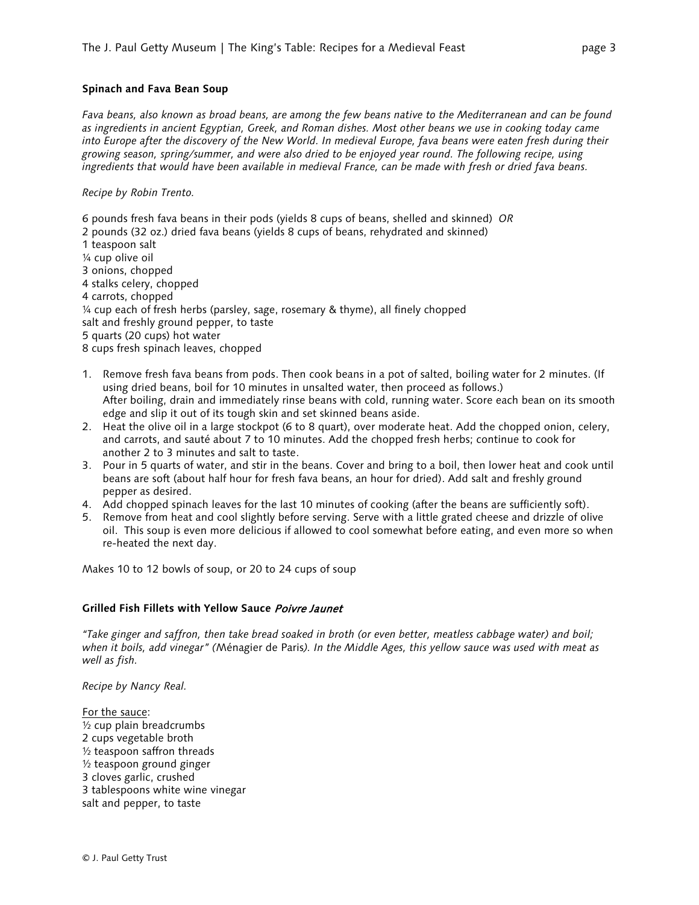**Spinach and Fava Bean Soup**

*Fava beans, also known as broad beans, are among the few beans native to the Mediterranean and can be found as ingredients in ancient Egyptian, Greek, and Roman dishes. Most other beans we use in cooking today came into Europe after the discovery of the New World. In medieval Europe, fava beans were eaten fresh during their growing season, spring/summer, and were also dried to be enjoyed year round. The following recipe, using ingredients that would have been available in medieval France, can be made with fresh or dried fava beans.*

*Recipe by Robin Trento.*

6 pounds fresh fava beans in their pods (yields 8 cups of beans, shelled and skinned) *OR*
2 pounds (32 oz.) dried fava beans (yields 8 cups of beans, rehydrated and skinned)
1 teaspoon salt
¼ cup olive oil
3 onions, chopped
4 stalks celery, chopped
4 carrots, chopped
¼ cup each of fresh herbs (parsley, sage, rosemary & thyme), all finely chopped
salt and freshly ground pepper, to taste
5 quarts (20 cups) hot water
8 cups fresh spinach leaves, chopped

1. Remove fresh fava beans from pods. Then cook beans in a pot of salted, boiling water for 2 minutes. (If using dried beans, boil for 10 minutes in unsalted water, then proceed as follows.)
   After boiling, drain and immediately rinse beans with cold, running water. Score each bean on its smooth edge and slip it out of its tough skin and set skinned beans aside.
2. Heat the olive oil in a large stockpot (6 to 8 quart), over moderate heat. Add the chopped onion, celery, and carrots, and sauté about 7 to 10 minutes. Add the chopped fresh herbs; continue to cook for another 2 to 3 minutes and salt to taste.
3. Pour in 5 quarts of water, and stir in the beans. Cover and bring to a boil, then lower heat and cook until beans are soft (about half hour for fresh fava beans, an hour for dried). Add salt and freshly ground pepper as desired.
4. Add chopped spinach leaves for the last 10 minutes of cooking (after the beans are sufficiently soft).
5. Remove from heat and cool slightly before serving. Serve with a little grated cheese and drizzle of olive oil. This soup is even more delicious if allowed to cool somewhat before eating, and even more so when re-heated the next day.

Makes 10 to 12 bowls of soup, or 20 to 24 cups of soup

**Grilled Fish Fillets with Yellow Sauce *Poivre Jaunet***

*"Take ginger and saffron, then take bread soaked in broth (or even better, meatless cabbage water) and boil; when it boils, add vinegar" (*Ménagier de Paris*). In the Middle Ages, this yellow sauce was used with meat as well as fish.*

*Recipe by Nancy Real.*

For the sauce:
½ cup plain breadcrumbs
2 cups vegetable broth
½ teaspoon saffron threads
½ teaspoon ground ginger
3 cloves garlic, crushed
3 tablespoons white wine vinegar
salt and pepper, to taste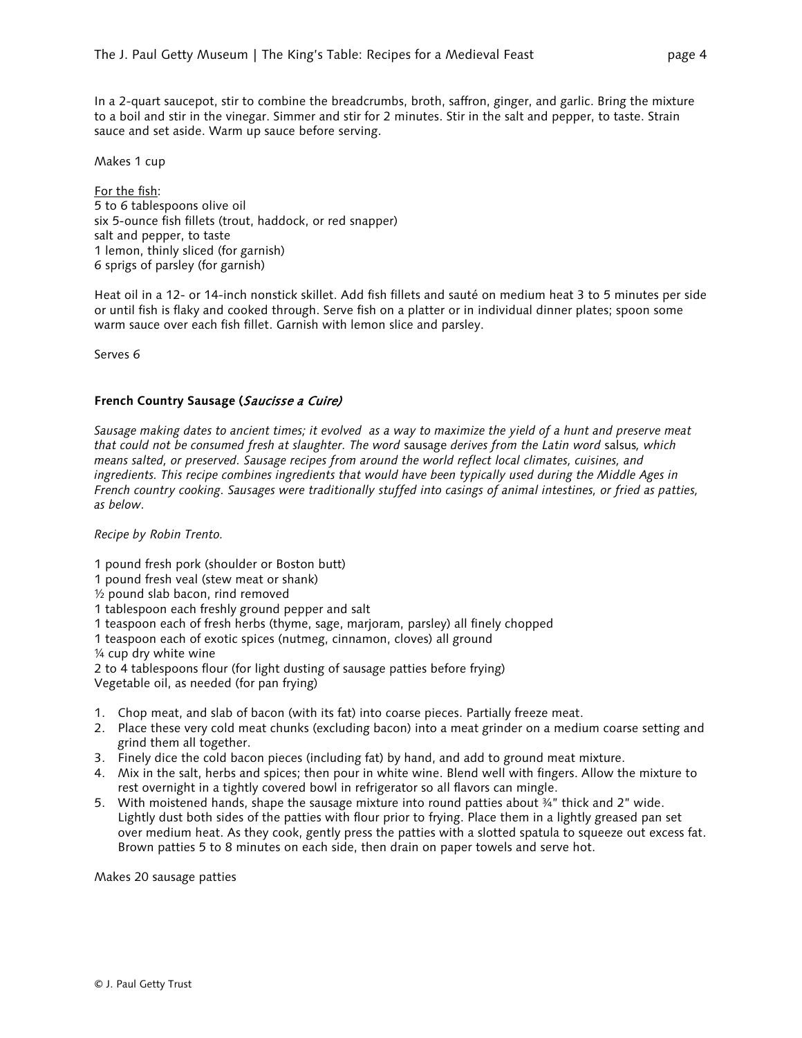In a 2-quart saucepot, stir to combine the breadcrumbs, broth, saffron, ginger, and garlic. Bring the mixture to a boil and stir in the vinegar. Simmer and stir for 2 minutes. Stir in the salt and pepper, to taste. Strain sauce and set aside. Warm up sauce before serving.

Makes 1 cup

For the fish:
5 to 6 tablespoons olive oil
six 5-ounce fish fillets (trout, haddock, or red snapper)
salt and pepper, to taste
1 lemon, thinly sliced (for garnish)
6 sprigs of parsley (for garnish)

Heat oil in a 12- or 14-inch nonstick skillet. Add fish fillets and sauté on medium heat 3 to 5 minutes per side or until fish is flaky and cooked through. Serve fish on a platter or in individual dinner plates; spoon some warm sauce over each fish fillet. Garnish with lemon slice and parsley.

Serves 6

### French Country Sausage (*Saucisse a Cuire)*

*Sausage making dates to ancient times; it evolved as a way to maximize the yield of a hunt and preserve meat that could not be consumed fresh at slaughter. The word* sausage *derives from the Latin word* salsus*, which means salted, or preserved. Sausage recipes from around the world reflect local climates, cuisines, and ingredients. This recipe combines ingredients that would have been typically used during the Middle Ages in French country cooking. Sausages were traditionally stuffed into casings of animal intestines, or fried as patties, as below.*

*Recipe by Robin Trento.*

1 pound fresh pork (shoulder or Boston butt)
1 pound fresh veal (stew meat or shank)
½ pound slab bacon, rind removed
1 tablespoon each freshly ground pepper and salt
1 teaspoon each of fresh herbs (thyme, sage, marjoram, parsley) all finely chopped
1 teaspoon each of exotic spices (nutmeg, cinnamon, cloves) all ground
¼ cup dry white wine
2 to 4 tablespoons flour (for light dusting of sausage patties before frying)
Vegetable oil, as needed (for pan frying)

1. Chop meat, and slab of bacon (with its fat) into coarse pieces. Partially freeze meat.
2. Place these very cold meat chunks (excluding bacon) into a meat grinder on a medium coarse setting and grind them all together.
3. Finely dice the cold bacon pieces (including fat) by hand, and add to ground meat mixture.
4. Mix in the salt, herbs and spices; then pour in white wine. Blend well with fingers. Allow the mixture to rest overnight in a tightly covered bowl in refrigerator so all flavors can mingle.
5. With moistened hands, shape the sausage mixture into round patties about ¾" thick and 2" wide. Lightly dust both sides of the patties with flour prior to frying. Place them in a lightly greased pan set over medium heat. As they cook, gently press the patties with a slotted spatula to squeeze out excess fat. Brown patties 5 to 8 minutes on each side, then drain on paper towels and serve hot.

Makes 20 sausage patties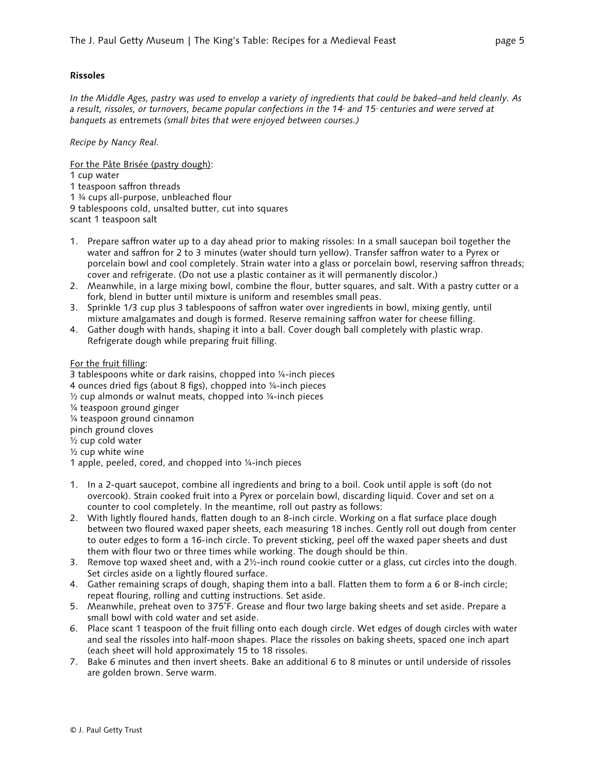## Rissoles

*In the Middle Ages, pastry was used to envelop a variety of ingredients that could be baked–and held cleanly. As a result, rissoles, or turnovers, became popular confections in the 14th and 15th centuries and were served at banquets as* entremets *(small bites that were enjoyed between courses.)*

*Recipe by Nancy Real.*

<u>For the Pâte Brisée (pastry dough)</u>:

1 cup water
1 teaspoon saffron threads
1 ¾ cups all-purpose, unbleached flour
9 tablespoons cold, unsalted butter, cut into squares
scant 1 teaspoon salt

1. Prepare saffron water up to a day ahead prior to making rissoles: In a small saucepan boil together the water and saffron for 2 to 3 minutes (water should turn yellow). Transfer saffron water to a Pyrex or porcelain bowl and cool completely. Strain water into a glass or porcelain bowl, reserving saffron threads; cover and refrigerate. (Do not use a plastic container as it will permanently discolor.)
2. Meanwhile, in a large mixing bowl, combine the flour, butter squares, and salt. With a pastry cutter or a fork, blend in butter until mixture is uniform and resembles small peas.
3. Sprinkle 1/3 cup plus 3 tablespoons of saffron water over ingredients in bowl, mixing gently, until mixture amalgamates and dough is formed. Reserve remaining saffron water for cheese filling.
4. Gather dough with hands, shaping it into a ball. Cover dough ball completely with plastic wrap. Refrigerate dough while preparing fruit filling.

<u>For the fruit filling</u>:

3 tablespoons white or dark raisins, chopped into ¼-inch pieces
4 ounces dried figs (about 8 figs), chopped into ¼-inch pieces
½ cup almonds or walnut meats, chopped into ¼-inch pieces
¼ teaspoon ground ginger
¼ teaspoon ground cinnamon
pinch ground cloves
½ cup cold water
½ cup white wine
1 apple, peeled, cored, and chopped into ¼-inch pieces

1. In a 2-quart saucepot, combine all ingredients and bring to a boil. Cook until apple is soft (do not overcook). Strain cooked fruit into a Pyrex or porcelain bowl, discarding liquid. Cover and set on a counter to cool completely. In the meantime, roll out pastry as follows:
2. With lightly floured hands, flatten dough to an 8-inch circle. Working on a flat surface place dough between two floured waxed paper sheets, each measuring 18 inches. Gently roll out dough from center to outer edges to form a 16-inch circle. To prevent sticking, peel off the waxed paper sheets and dust them with flour two or three times while working. The dough should be thin.
3. Remove top waxed sheet and, with a 2½-inch round cookie cutter or a glass, cut circles into the dough. Set circles aside on a lightly floured surface.
4. Gather remaining scraps of dough, shaping them into a ball. Flatten them to form a 6 or 8-inch circle; repeat flouring, rolling and cutting instructions. Set aside.
5. Meanwhile, preheat oven to 375°F. Grease and flour two large baking sheets and set aside. Prepare a small bowl with cold water and set aside.
6. Place scant 1 teaspoon of the fruit filling onto each dough circle. Wet edges of dough circles with water and seal the rissoles into half-moon shapes. Place the rissoles on baking sheets, spaced one inch apart (each sheet will hold approximately 15 to 18 rissoles.
7. Bake 6 minutes and then invert sheets. Bake an additional 6 to 8 minutes or until underside of rissoles are golden brown. Serve warm.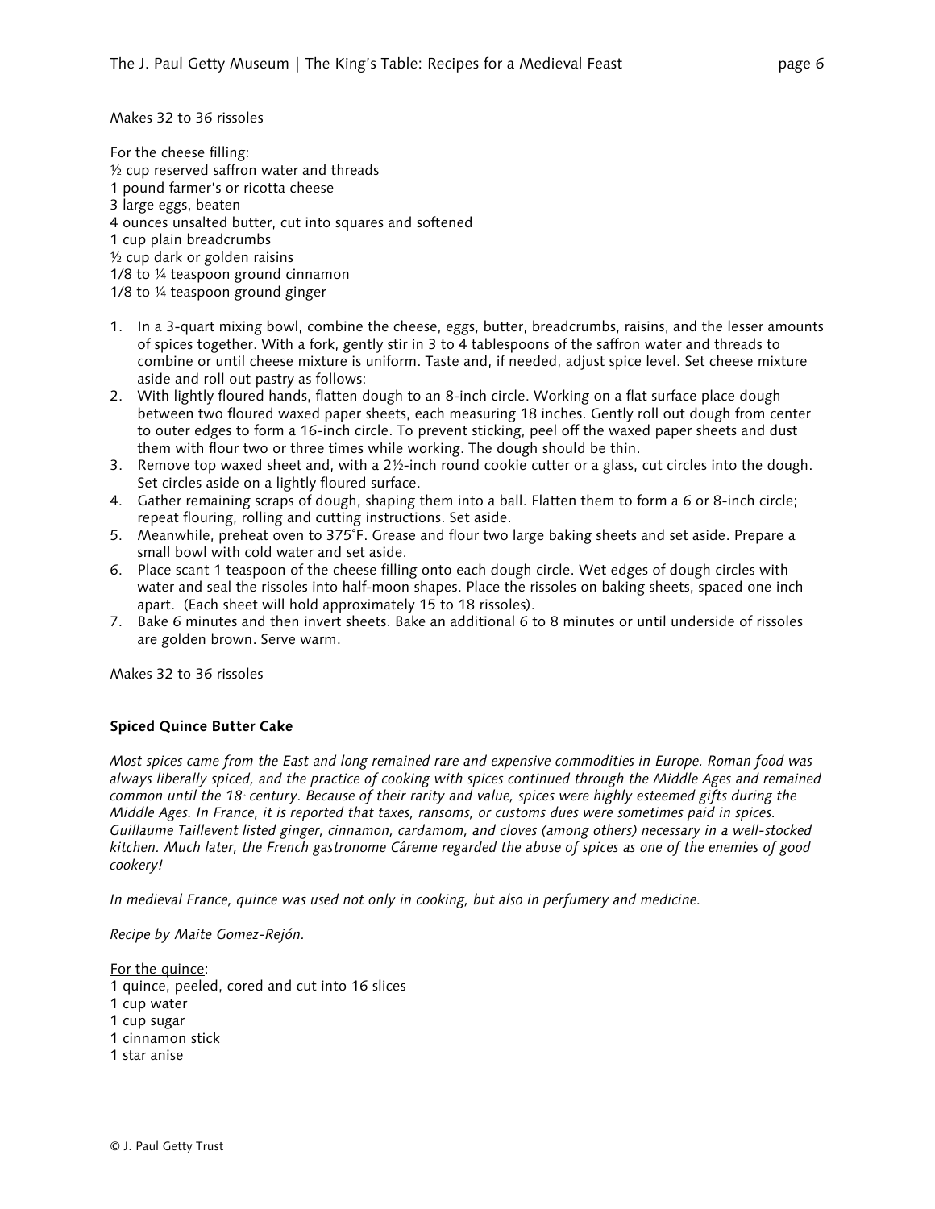Makes 32 to 36 rissoles

For the cheese filling:
½ cup reserved saffron water and threads
1 pound farmer's or ricotta cheese
3 large eggs, beaten
4 ounces unsalted butter, cut into squares and softened
1 cup plain breadcrumbs
½ cup dark or golden raisins
1/8 to ¼ teaspoon ground cinnamon
1/8 to ¼ teaspoon ground ginger

1. In a 3-quart mixing bowl, combine the cheese, eggs, butter, breadcrumbs, raisins, and the lesser amounts of spices together. With a fork, gently stir in 3 to 4 tablespoons of the saffron water and threads to combine or until cheese mixture is uniform. Taste and, if needed, adjust spice level. Set cheese mixture aside and roll out pastry as follows:
2. With lightly floured hands, flatten dough to an 8-inch circle. Working on a flat surface place dough between two floured waxed paper sheets, each measuring 18 inches. Gently roll out dough from center to outer edges to form a 16-inch circle. To prevent sticking, peel off the waxed paper sheets and dust them with flour two or three times while working. The dough should be thin.
3. Remove top waxed sheet and, with a 2½-inch round cookie cutter or a glass, cut circles into the dough. Set circles aside on a lightly floured surface.
4. Gather remaining scraps of dough, shaping them into a ball. Flatten them to form a 6 or 8-inch circle; repeat flouring, rolling and cutting instructions. Set aside.
5. Meanwhile, preheat oven to 375°F. Grease and flour two large baking sheets and set aside. Prepare a small bowl with cold water and set aside.
6. Place scant 1 teaspoon of the cheese filling onto each dough circle. Wet edges of dough circles with water and seal the rissoles into half-moon shapes. Place the rissoles on baking sheets, spaced one inch apart. (Each sheet will hold approximately 15 to 18 rissoles).
7. Bake 6 minutes and then invert sheets. Bake an additional 6 to 8 minutes or until underside of rissoles are golden brown. Serve warm.

Makes 32 to 36 rissoles

**Spiced Quince Butter Cake**

*Most spices came from the East and long remained rare and expensive commodities in Europe. Roman food was always liberally spiced, and the practice of cooking with spices continued through the Middle Ages and remained common until the 18th century. Because of their rarity and value, spices were highly esteemed gifts during the Middle Ages. In France, it is reported that taxes, ransoms, or customs dues were sometimes paid in spices. Guillaume Taillevent listed ginger, cinnamon, cardamom, and cloves (among others) necessary in a well-stocked kitchen. Much later, the French gastronome Câreme regarded the abuse of spices as one of the enemies of good cookery!*

*In medieval France, quince was used not only in cooking, but also in perfumery and medicine.*

*Recipe by Maite Gomez-Rejón.*

For the quince:
1 quince, peeled, cored and cut into 16 slices
1 cup water
1 cup sugar
1 cinnamon stick
1 star anise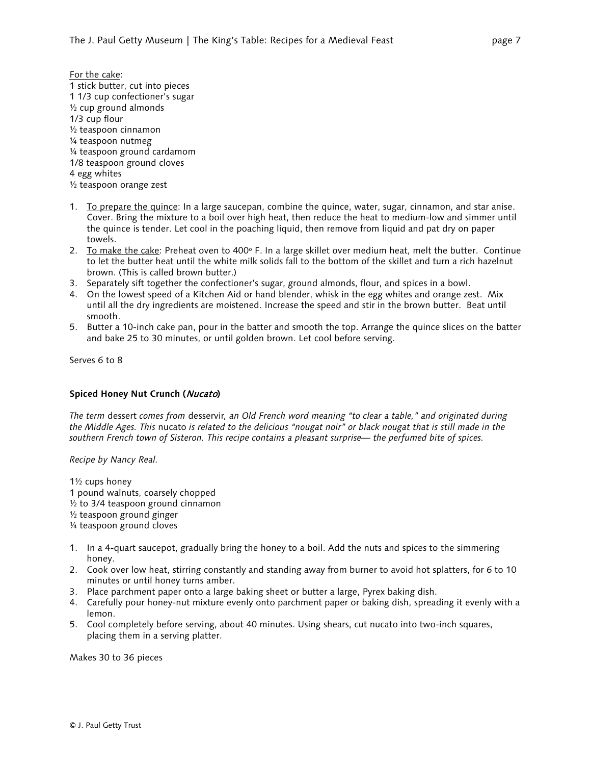For the cake:

1 stick butter, cut into pieces
1 1/3 cup confectioner's sugar
½ cup ground almonds
1/3 cup flour
½ teaspoon cinnamon
¼ teaspoon nutmeg
¼ teaspoon ground cardamom
1/8 teaspoon ground cloves
4 egg whites
½ teaspoon orange zest

1. To prepare the quince: In a large saucepan, combine the quince, water, sugar, cinnamon, and star anise. Cover. Bring the mixture to a boil over high heat, then reduce the heat to medium-low and simmer until the quince is tender. Let cool in the poaching liquid, then remove from liquid and pat dry on paper towels.
2. To make the cake: Preheat oven to 400° F. In a large skillet over medium heat, melt the butter. Continue to let the butter heat until the white milk solids fall to the bottom of the skillet and turn a rich hazelnut brown. (This is called brown butter.)
3. Separately sift together the confectioner's sugar, ground almonds, flour, and spices in a bowl.
4. On the lowest speed of a Kitchen Aid or hand blender, whisk in the egg whites and orange zest. Mix until all the dry ingredients are moistened. Increase the speed and stir in the brown butter. Beat until smooth.
5. Butter a 10-inch cake pan, pour in the batter and smooth the top. Arrange the quince slices on the batter and bake 25 to 30 minutes, or until golden brown. Let cool before serving.

Serves 6 to 8

### Spiced Honey Nut Crunch (*Nucato*)

*The term* dessert *comes from* desservir, *an Old French word meaning "to clear a table," and originated during the Middle Ages. This* nucato *is related to the delicious "nougat noir" or black nougat that is still made in the southern French town of Sisteron. This recipe contains a pleasant surprise— the perfumed bite of spices.*

*Recipe by Nancy Real.*

1½ cups honey
1 pound walnuts, coarsely chopped
½ to 3/4 teaspoon ground cinnamon
½ teaspoon ground ginger
¼ teaspoon ground cloves

1. In a 4-quart saucepot, gradually bring the honey to a boil. Add the nuts and spices to the simmering honey.
2. Cook over low heat, stirring constantly and standing away from burner to avoid hot splatters, for 6 to 10 minutes or until honey turns amber.
3. Place parchment paper onto a large baking sheet or butter a large, Pyrex baking dish.
4. Carefully pour honey-nut mixture evenly onto parchment paper or baking dish, spreading it evenly with a lemon.
5. Cool completely before serving, about 40 minutes. Using shears, cut nucato into two-inch squares, placing them in a serving platter.

Makes 30 to 36 pieces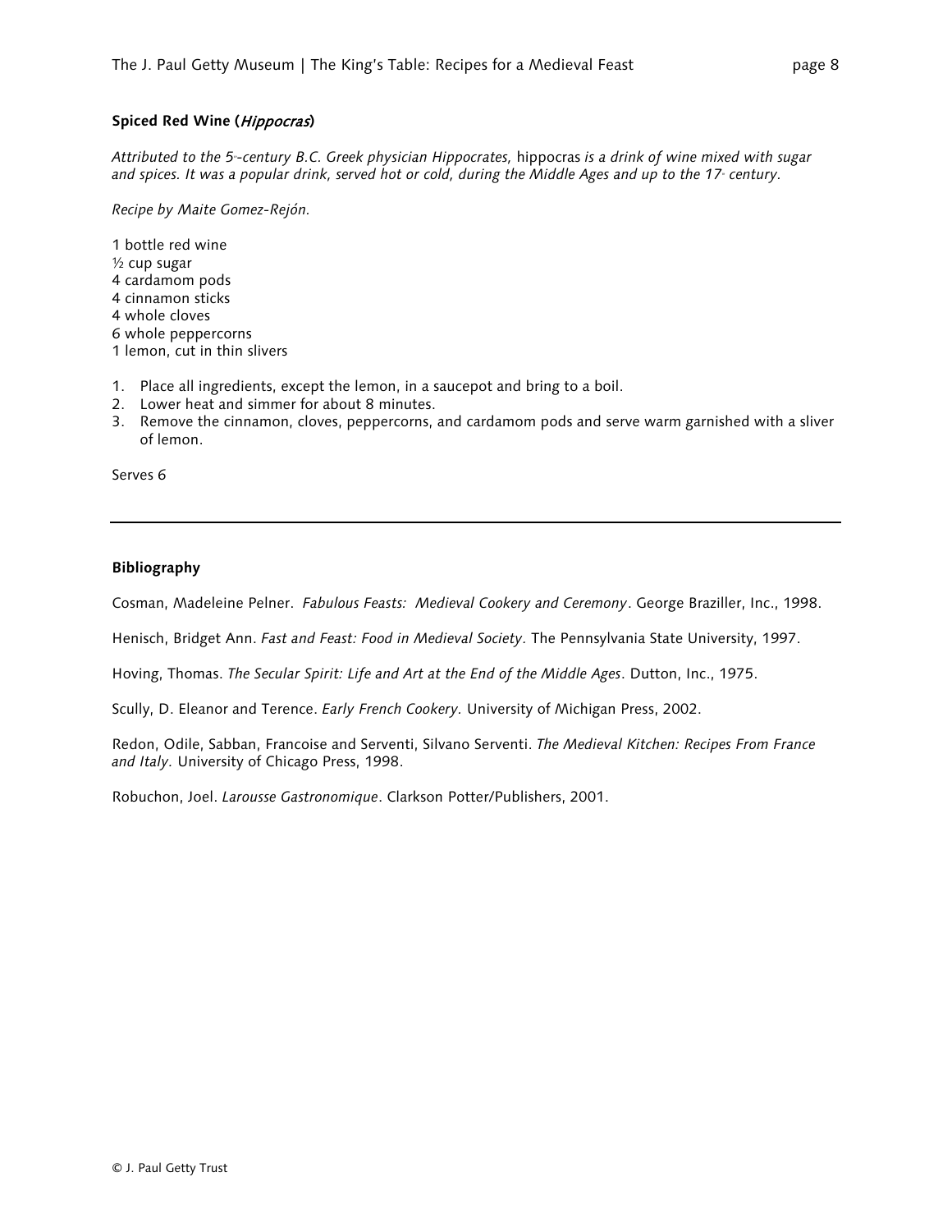**Spiced Red Wine (*Hippocras*)**

*Attributed to the 5th-century B.C. Greek physician Hippocrates,* hippocras *is a drink of wine mixed with sugar and spices. It was a popular drink, served hot or cold, during the Middle Ages and up to the 17th century.*

*Recipe by Maite Gomez-Rejón.*

1 bottle red wine
½ cup sugar
4 cardamom pods
4 cinnamon sticks
4 whole cloves
6 whole peppercorns
1 lemon, cut in thin slivers

1. Place all ingredients, except the lemon, in a saucepot and bring to a boil.
2. Lower heat and simmer for about 8 minutes.
3. Remove the cinnamon, cloves, peppercorns, and cardamom pods and serve warm garnished with a sliver of lemon.

Serves 6

---

**Bibliography**

Cosman, Madeleine Pelner. *Fabulous Feasts: Medieval Cookery and Ceremony*. George Braziller, Inc., 1998.

Henisch, Bridget Ann. *Fast and Feast: Food in Medieval Society*. The Pennsylvania State University, 1997.

Hoving, Thomas. *The Secular Spirit: Life and Art at the End of the Middle Ages*. Dutton, Inc., 1975.

Scully, D. Eleanor and Terence. *Early French Cookery*. University of Michigan Press, 2002.

Redon, Odile, Sabban, Francoise and Serventi, Silvano Serventi. *The Medieval Kitchen: Recipes From France and Italy.* University of Chicago Press, 1998.

Robuchon, Joel. *Larousse Gastronomique*. Clarkson Potter/Publishers, 2001.